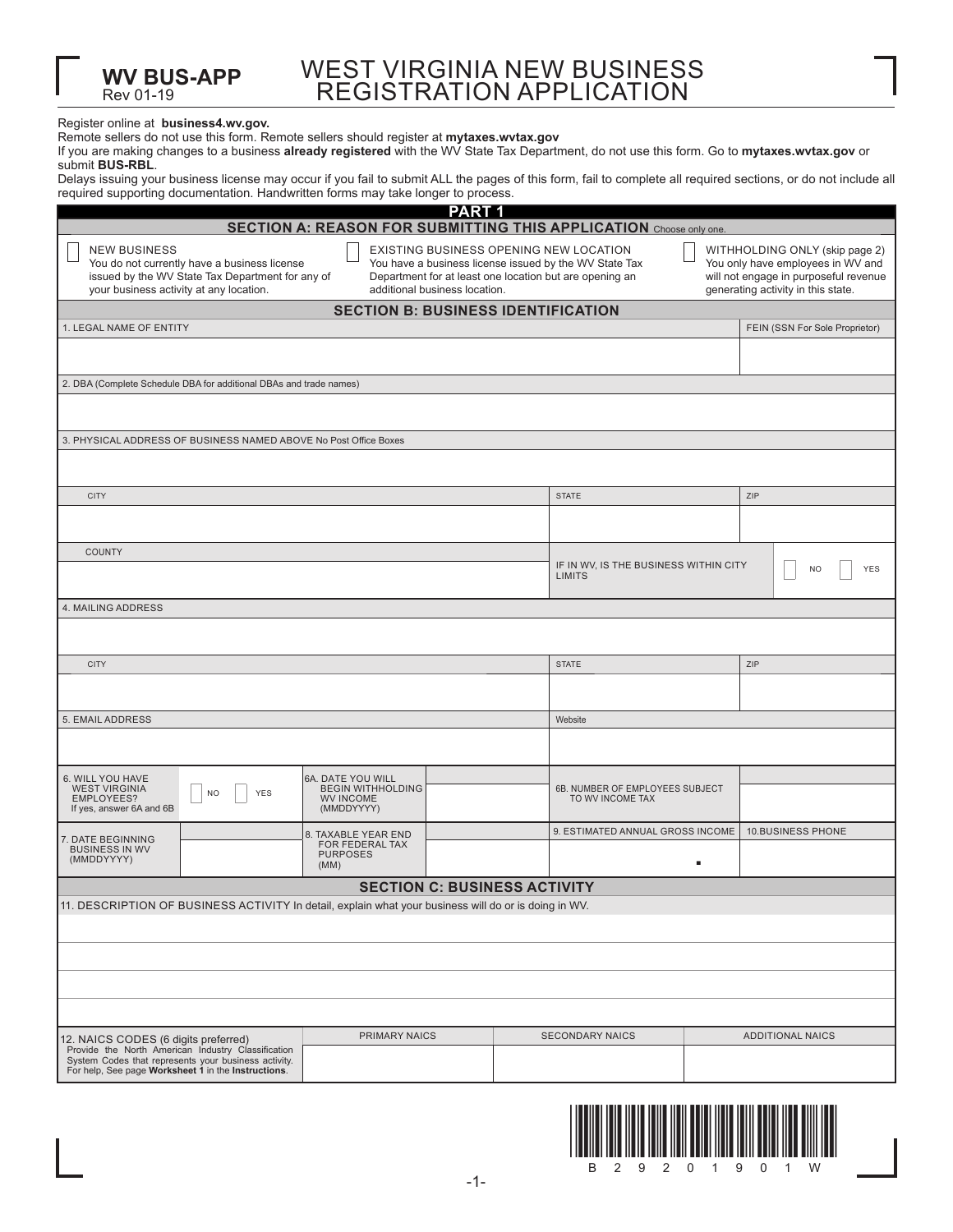# WV BUS-APP
Rev 01-19

# WEST VIRGINIA NEW BUSINESS REGISTRATION APPLICATION

Register online at **business4.wv.gov.**
Remote sellers do not use this form. Remote sellers should register at **mytaxes.wvtax.gov**
If you are making changes to a business **already registered** with the WV State Tax Department, do not use this form. Go to **mytaxes.wvtax.gov** or submit **BUS-RBL**.
Delays issuing your business license may occur if you fail to submit ALL the pages of this form, fail to complete all required sections, or do not include all required supporting documentation. Handwritten forms may take longer to process.

## PART 1

### SECTION A: REASON FOR SUBMITTING THIS APPLICATION Choose only one.

- ☐ NEW BUSINESS
  You do not currently have a business license issued by the WV State Tax Department for any of your business activity at any location.
- ☐ EXISTING BUSINESS OPENING NEW LOCATION
  You have a business license issued by the WV State Tax Department for at least one location but are opening an additional business location.
- ☐ WITHHOLDING ONLY (skip page 2)
  You only have employees in WV and will not engage in purposeful revenue generating activity in this state.

### SECTION B: BUSINESS IDENTIFICATION

| 1. LEGAL NAME OF ENTITY | FEIN (SSN For Sole Proprietor) |
|---|---|
| | |

| 2. DBA (Complete Schedule DBA for additional DBAs and trade names) |
|---|
| |

| 3. PHYSICAL ADDRESS OF BUSINESS NAMED ABOVE No Post Office Boxes | | |
|---|---|---|
| | | |
| CITY | STATE | ZIP |
| | | |
| COUNTY | IF IN WV, IS THE BUSINESS WITHIN CITY LIMITS | ☐ NO ☐ YES |
| | | |

| 4. MAILING ADDRESS | | |
|---|---|---|
| | | |
| CITY | STATE | ZIP |
| | | |

| 5. EMAIL ADDRESS | Website |
|---|---|
| | |

| 6. WILL YOU HAVE WEST VIRGINIA EMPLOYEES? If yes, answer 6A and 6B | ☐ NO ☐ YES | 6A. DATE YOU WILL BEGIN WITHHOLDING WV INCOME (MMDDYYYY) | | 6B. NUMBER OF EMPLOYEES SUBJECT TO WV INCOME TAX | |
|---|---|---|---|---|---|
| 7. DATE BEGINNING BUSINESS IN WV (MMDDYYYY) | | 8. TAXABLE YEAR END FOR FEDERAL TAX PURPOSES (MM) | | 9. ESTIMATED ANNUAL GROSS INCOME | 10.BUSINESS PHONE |
| | | | | . | |

### SECTION C: BUSINESS ACTIVITY

11. DESCRIPTION OF BUSINESS ACTIVITY In detail, explain what your business will do or is doing in WV.

| 12. NAICS CODES (6 digits preferred) Provide the North American Industry Classification System Codes that represents your business activity. For help, See page **Worksheet 1** in the **Instructions**. | PRIMARY NAICS | SECONDARY NAICS | ADDITIONAL NAICS |
|---|---|---|---|
| | | | |

B 2 9 2 0 1 9 0 1 W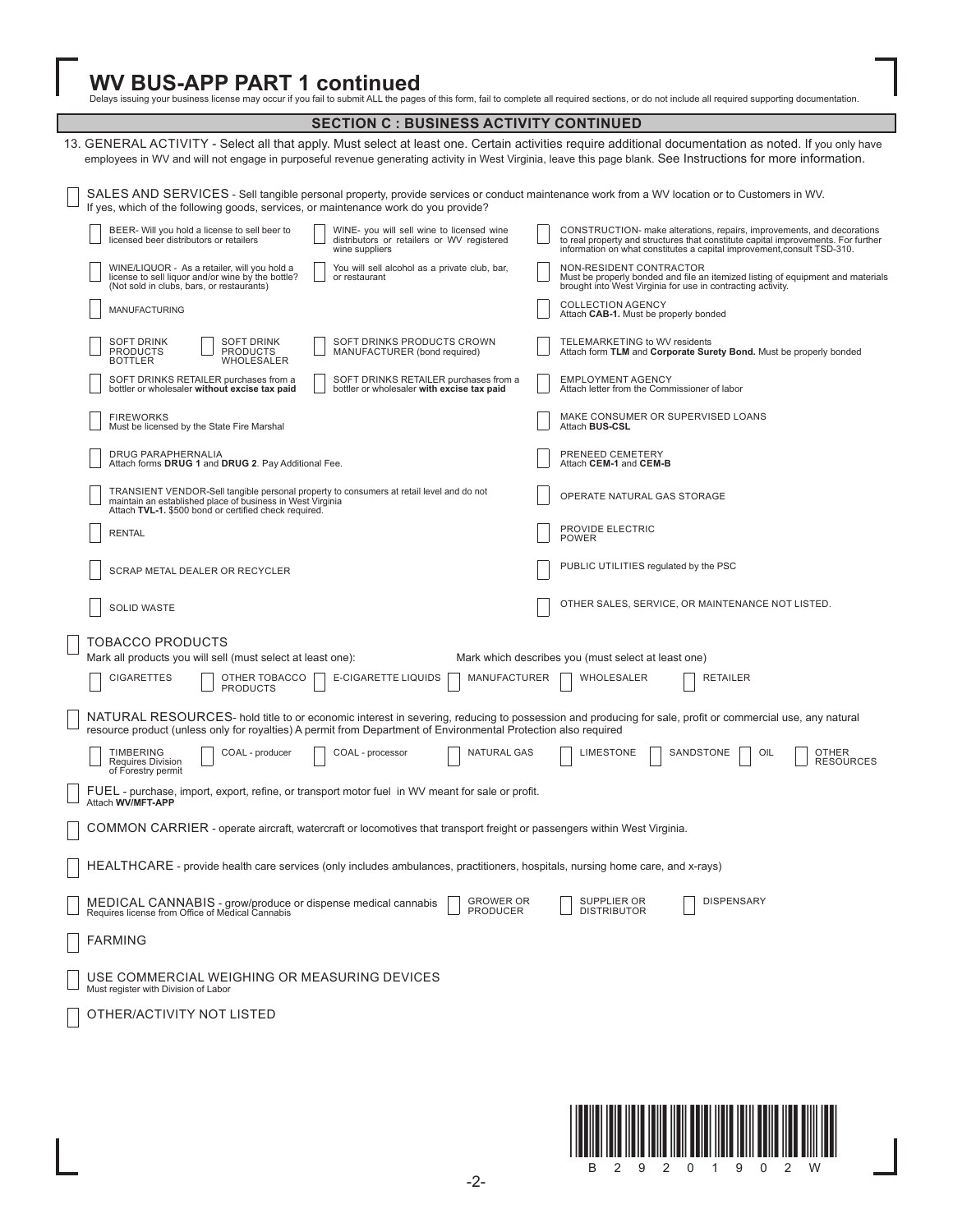# WV BUS-APP PART 1 continued

Delays issuing your business license may occur if you fail to submit ALL the pages of this form, fail to complete all required sections, or do not include all required supporting documentation.

## SECTION C : BUSINESS ACTIVITY CONTINUED

13. GENERAL ACTIVITY - Select all that apply. Must select at least one. Certain activities require additional documentation as noted. If you only have employees in WV and will not engage in purposeful revenue generating activity in West Virginia, leave this page blank. See Instructions for more information.

☐ SALES AND SERVICES - Sell tangible personal property, provide services or conduct maintenance work from a WV location or to Customers in WV. If yes, which of the following goods, services, or maintenance work do you provide?

- ☐ BEER- Will you hold a license to sell beer to licensed beer distributors or retailers
- ☐ WINE- you will sell wine to licensed wine distributors or retailers or WV registered wine suppliers
- ☐ WINE/LIQUOR - As a retailer, will you hold a license to sell liquor and/or wine by the bottle? (Not sold in clubs, bars, or restaurants)
- ☐ You will sell alcohol as a private club, bar, or restaurant
- ☐ MANUFACTURING
- ☐ SOFT DRINK PRODUCTS BOTTLER
- ☐ SOFT DRINK PRODUCTS WHOLESALER
- ☐ SOFT DRINKS PRODUCTS CROWN MANUFACTURER (bond required)
- ☐ SOFT DRINKS RETAILER purchases from a bottler or wholesaler **without excise tax paid**
- ☐ SOFT DRINKS RETAILER purchases from a bottler or wholesaler **with excise tax paid**
- ☐ FIREWORKS Must be licensed by the State Fire Marshal
- ☐ DRUG PARAPHERNALIA Attach forms **DRUG 1** and **DRUG 2**. Pay Additional Fee.
- ☐ TRANSIENT VENDOR-Sell tangible personal property to consumers at retail level and do not maintain an established place of business in West Virginia Attach **TVL-1.** $500 bond or certified check required.
- ☐ RENTAL
- ☐ SCRAP METAL DEALER OR RECYCLER
- ☐ SOLID WASTE
- ☐ CONSTRUCTION- make alterations, repairs, improvements, and decorations to real property and structures that constitute capital improvements. For further information on what constitutes a capital improvement,consult TSD-310.
- ☐ NON-RESIDENT CONTRACTOR Must be properly bonded and file an itemized listing of equipment and materials brought into West Virginia for use in contracting activity.
- ☐ COLLECTION AGENCY Attach **CAB-1.** Must be properly bonded
- ☐ TELEMARKETING to WV residents Attach form **TLM** and **Corporate Surety Bond.** Must be properly bonded
- ☐ EMPLOYMENT AGENCY Attach letter from the Commissioner of labor
- ☐ MAKE CONSUMER OR SUPERVISED LOANS Attach **BUS-CSL**
- ☐ PRENEED CEMETERY Attach **CEM-1** and **CEM-B**
- ☐ OPERATE NATURAL GAS STORAGE
- ☐ PROVIDE ELECTRIC POWER
- ☐ PUBLIC UTILITIES regulated by the PSC
- ☐ OTHER SALES, SERVICE, OR MAINTENANCE NOT LISTED.

☐ TOBACCO PRODUCTS

Mark all products you will sell (must select at least one): ☐ CIGARETTES ☐ OTHER TOBACCO PRODUCTS ☐ E-CIGARETTE LIQUIDS

Mark which describes you (must select at least one) ☐ MANUFACTURER ☐ WHOLESALER ☐ RETAILER

☐ NATURAL RESOURCES- hold title to or economic interest in severing, reducing to possession and producing for sale, profit or commercial use, any natural resource product (unless only for royalties) A permit from Department of Environmental Protection also required

☐ TIMBERING Requires Division of Forestry permit ☐ COAL - producer ☐ COAL - processor ☐ NATURAL GAS ☐ LIMESTONE ☐ SANDSTONE ☐ OIL ☐ OTHER RESOURCES

☐ FUEL - purchase, import, export, refine, or transport motor fuel in WV meant for sale or profit. Attach **WV/MFT-APP**

☐ COMMON CARRIER - operate aircraft, watercraft or locomotives that transport freight or passengers within West Virginia.

☐ HEALTHCARE - provide health care services (only includes ambulances, practitioners, hospitals, nursing home care, and x-rays)

☐ MEDICAL CANNABIS - grow/produce or dispense medical cannabis Requires license from Office of Medical Cannabis ☐ GROWER OR PRODUCER ☐ SUPPLIER OR DISTRIBUTOR ☐ DISPENSARY

☐ FARMING

☐ USE COMMERCIAL WEIGHING OR MEASURING DEVICES Must register with Division of Labor

☐ OTHER/ACTIVITY NOT LISTED

B 2 9 2 0 1 9 0 2 W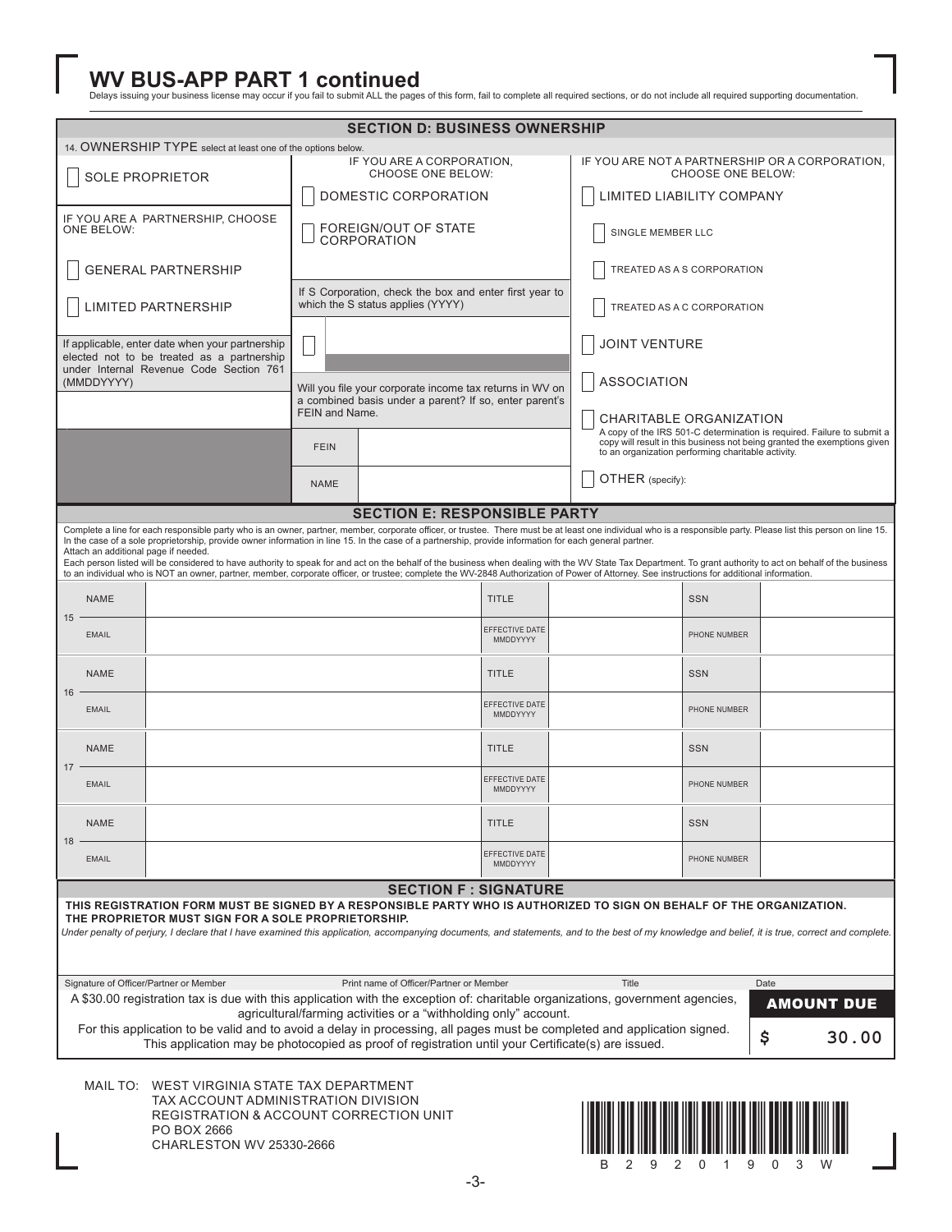# WV BUS-APP PART 1 continued

Delays issuing your business license may occur if you fail to submit ALL the pages of this form, fail to complete all required sections, or do not include all required supporting documentation.

## SECTION D: BUSINESS OWNERSHIP

14. OWNERSHIP TYPE select at least one of the options below.

- ☐ SOLE PROPRIETOR

IF YOU ARE A PARTNERSHIP, CHOOSE ONE BELOW:

- ☐ GENERAL PARTNERSHIP
- ☐ LIMITED PARTNERSHIP

If applicable, enter date when your partnership elected not to be treated as a partnership under Internal Revenue Code Section 761 (MMDDYYYY)

IF YOU ARE A CORPORATION, CHOOSE ONE BELOW:

- ☐ DOMESTIC CORPORATION
- ☐ FOREIGN/OUT OF STATE CORPORATION

If S Corporation, check the box and enter first year to which the S status applies (YYYY)

☐

Will you file your corporate income tax returns in WV on a combined basis under a parent? If so, enter parent's FEIN and Name.

| FEIN | |
|---|---|
| NAME | |

IF YOU ARE NOT A PARTNERSHIP OR A CORPORATION, CHOOSE ONE BELOW:

- ☐ LIMITED LIABILITY COMPANY
  - ☐ SINGLE MEMBER LLC
  - ☐ TREATED AS A S CORPORATION
  - ☐ TREATED AS A C CORPORATION
- ☐ JOINT VENTURE
- ☐ ASSOCIATION
- ☐ CHARITABLE ORGANIZATION
  A copy of the IRS 501-C determination is required. Failure to submit a copy will result in this business not being granted the exemptions given to an organization performing charitable activity.
- ☐ OTHER (specify):

## SECTION E: RESPONSIBLE PARTY

Complete a line for each responsible party who is an owner, partner, member, corporate officer, or trustee. There must be at least one individual who is a responsible party. Please list this person on line 15. In the case of a sole proprietorship, provide owner information in line 15. In the case of a partnership, provide information for each general partner.
Attach an additional page if needed.
Each person listed will be considered to have authority to speak for and act on the behalf of the business when dealing with the WV State Tax Department. To grant authority to act on behalf of the business to an individual who is NOT an owner, partner, member, corporate officer, or trustee; complete the WV-2848 Authorization of Power of Attorney. See instructions for additional information.

| Line | | | | | | |
|---|---|---|---|---|---|---|
| 15 | NAME | | TITLE | | SSN | |
| | EMAIL | | EFFECTIVE DATE MMDDYYYY | | PHONE NUMBER | |
| 16 | NAME | | TITLE | | SSN | |
| | EMAIL | | EFFECTIVE DATE MMDDYYYY | | PHONE NUMBER | |
| 17 | NAME | | TITLE | | SSN | |
| | EMAIL | | EFFECTIVE DATE MMDDYYYY | | PHONE NUMBER | |
| 18 | NAME | | TITLE | | SSN | |
| | EMAIL | | EFFECTIVE DATE MMDDYYYY | | PHONE NUMBER | |

## SECTION F : SIGNATURE

**THIS REGISTRATION FORM MUST BE SIGNED BY A RESPONSIBLE PARTY WHO IS AUTHORIZED TO SIGN ON BEHALF OF THE ORGANIZATION. THE PROPRIETOR MUST SIGN FOR A SOLE PROPRIETORSHIP.**

*Under penalty of perjury, I declare that I have examined this application, accompanying documents, and statements, and to the best of my knowledge and belief, it is true, correct and complete.*

| Signature of Officer/Partner or Member | Print name of Officer/Partner or Member | Title | Date |
|---|---|---|---|
| | | | |

A $30.00 registration tax is due with this application with the exception of: charitable organizations, government agencies, agricultural/farming activities or a "withholding only" account.

For this application to be valid and to avoid a delay in processing, all pages must be completed and application signed. This application may be photocopied as proof of registration until your Certificate(s) are issued.

**AMOUNT DUE**
**$ 30.00**

MAIL TO: WEST VIRGINIA STATE TAX DEPARTMENT
TAX ACCOUNT ADMINISTRATION DIVISION
REGISTRATION & ACCOUNT CORRECTION UNIT
PO BOX 2666
CHARLESTON WV 25330-2666

B 2 9 2 0 1 9 0 3 W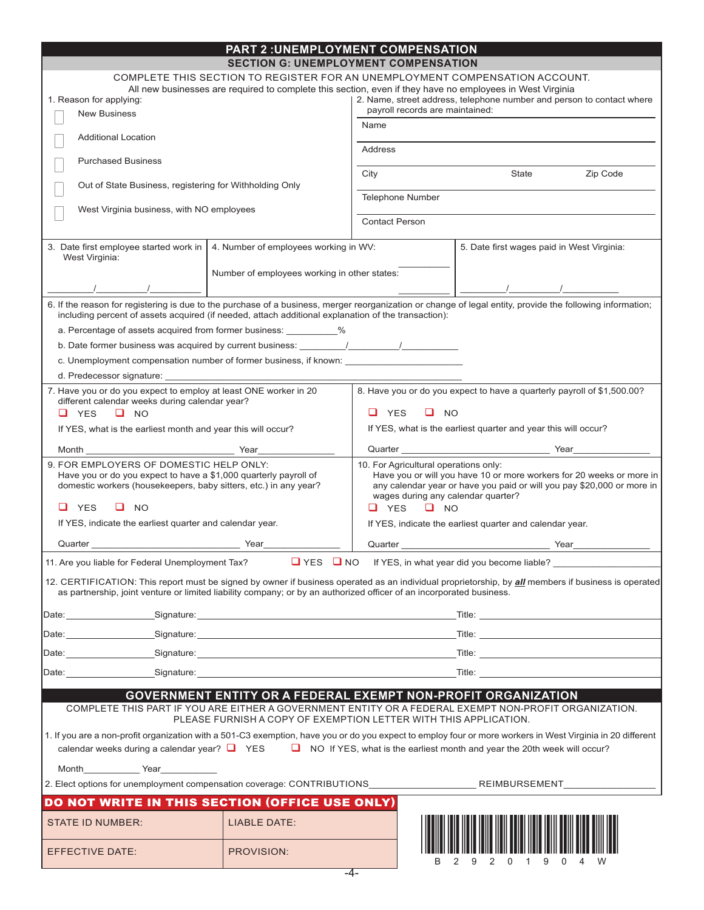# PART 2 :UNEMPLOYMENT COMPENSATION

## SECTION G: UNEMPLOYMENT COMPENSATION

COMPLETE THIS SECTION TO REGISTER FOR AN UNEMPLOYMENT COMPENSATION ACCOUNT.
All new businesses are required to complete this section, even if they have no employees in West Virginia

1. Reason for applying:
   - ☐ New Business
   - ☐ Additional Location
   - ☐ Purchased Business
   - ☐ Out of State Business, registering for Withholding Only
   - ☐ West Virginia business, with NO employees

2. Name, street address, telephone number and person to contact where payroll records are maintained:

Name ______________________

Address ______________________

City __________ State __________ Zip Code __________

Telephone Number ______________________

Contact Person ______________________

3. Date first employee started work in West Virginia: ________/________/________

4. Number of employees working in WV: __________

   Number of employees working in other states: __________

5. Date first wages paid in West Virginia: ________/________/________

6. If the reason for registering is due to the purchase of a business, merger reorganization or change of legal entity, provide the following information; including percent of assets acquired (if needed, attach additional explanation of the transaction):

   a. Percentage of assets acquired from former business: _________%

   b. Date former business was acquired by current business: ________/________/________

   c. Unemployment compensation number of former business, if known: ______________________

   d. Predecessor signature: ______________________

7. Have you or do you expect to employ at least ONE worker in 20 different calendar weeks during calendar year?
   ❑ YES ❑ NO

   If YES, what is the earliest month and year this will occur?

   Month ______________________ Year ______________

8. Have you or do you expect to have a quarterly payroll of $1,500.00?
   ❑ YES ❑ NO

   If YES, what is the earliest quarter and year this will occur?

   Quarter ______________________ Year ______________

9. FOR EMPLOYERS OF DOMESTIC HELP ONLY:
   Have you or do you expect to have a $1,000 quarterly payroll of domestic workers (housekeepers, baby sitters, etc.) in any year?
   ❑ YES ❑ NO

   If YES, indicate the earliest quarter and calendar year.

   Quarter ______________________ Year ______________

10. For Agricultural operations only:
    Have you or will you have 10 or more workers for 20 weeks or more in any calendar year or have you paid or will you pay $20,000 or more in wages during any calendar quarter?
    ❑ YES ❑ NO

    If YES, indicate the earliest quarter and calendar year.

    Quarter ______________________ Year ______________

11. Are you liable for Federal Unemployment Tax? ❑ YES ❑ NO If YES, in what year did you become liable? ______________

12. CERTIFICATION: This report must be signed by owner if business operated as an individual proprietorship, by ***all*** members if business is operated as partnership, joint venture or limited liability company; or by an authorized officer of an incorporated business.

Date: ______________ Signature: ______________________________ Title: ______________

Date: ______________ Signature: ______________________________ Title: ______________

Date: ______________ Signature: ______________________________ Title: ______________

Date: ______________ Signature: ______________________________ Title: ______________

## GOVERNMENT ENTITY OR A FEDERAL EXEMPT NON-PROFIT ORGANIZATION

COMPLETE THIS PART IF YOU ARE EITHER A GOVERNMENT ENTITY OR A FEDERAL EXEMPT NON-PROFIT ORGANIZATION.
PLEASE FURNISH A COPY OF EXEMPTION LETTER WITH THIS APPLICATION.

1. If you are a non-profit organization with a 501-C3 exemption, have you or do you expect to employ four or more workers in West Virginia in 20 different calendar weeks during a calendar year? ❑ YES ❑ NO If YES, what is the earliest month and year the 20th week will occur?

   Month__________ Year__________

2. Elect options for unemployment compensation coverage: CONTRIBUTIONS__________________ REIMBURSEMENT__________________

## DO NOT WRITE IN THIS SECTION (OFFICE USE ONLY)

| | |
|---|---|
| STATE ID NUMBER: | LIABLE DATE: |
| EFFECTIVE DATE: | PROVISION: |

B 2 9 2 0 1 9 0 4 W